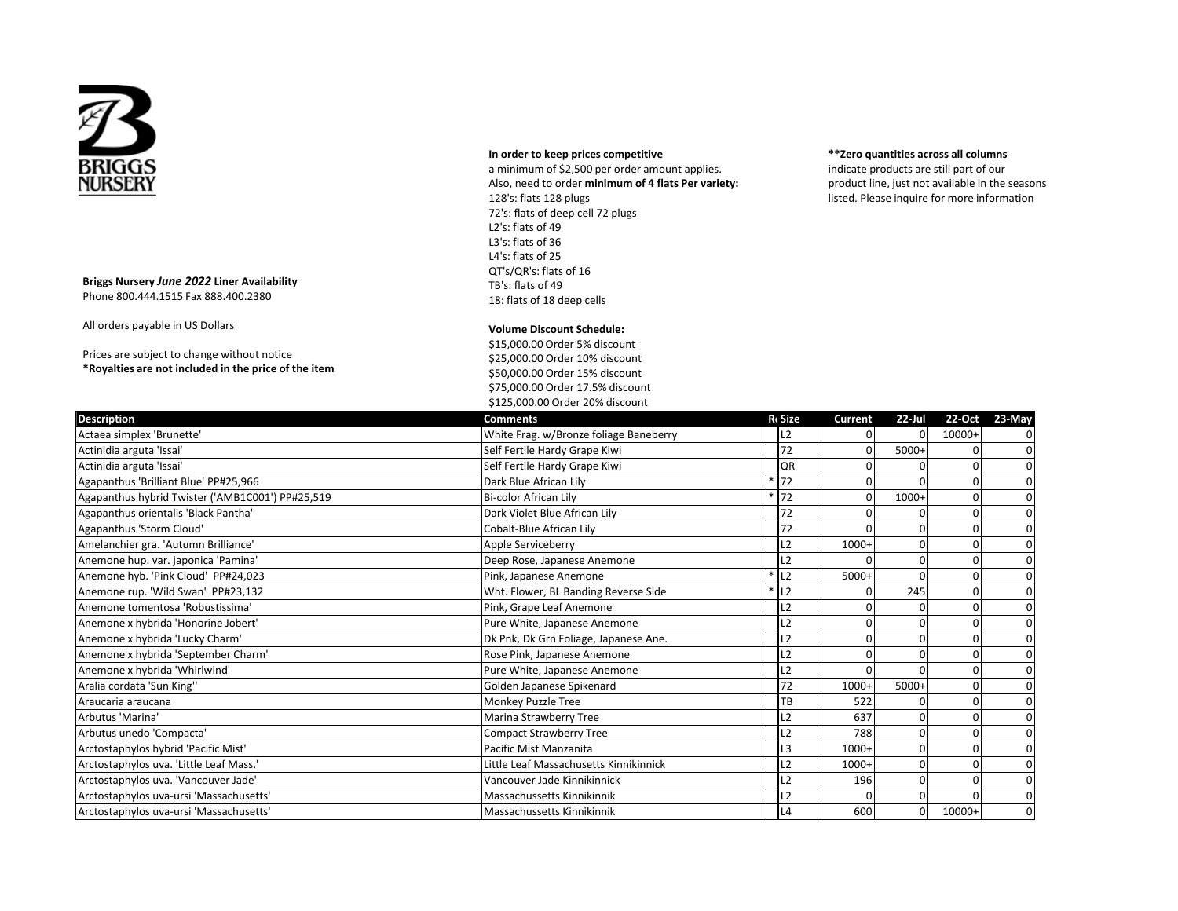**BRIGGS NURSERY**

**Briggs Nursery *June 2022* Liner Availability**
Phone 800.444.1515 Fax 888.400.2380

All orders payable in US Dollars

Prices are subject to change without notice
**\*Royalties are not included in the price of the item**

**In order to keep prices competitive**
a minimum of $2,500 per order amount applies.
Also, need to order **minimum of 4 flats Per variety:**
128's: flats 128 plugs
72's: flats of deep cell 72 plugs
L2's: flats of 49
L3's: flats of 36
L4's: flats of 25
QT's/QR's: flats of 16
TB's: flats of 49
18: flats of 18 deep cells

**Volume Discount Schedule:**
$15,000.00 Order 5% discount
$25,000.00 Order 10% discount
$50,000.00 Order 15% discount
$75,000.00 Order 17.5% discount
$125,000.00 Order 20% discount

**\*\*Zero quantities across all columns**
indicate products are still part of our product line, just not available in the seasons listed. Please inquire for more information

| Description | Comments | R | Size | Current | 22-Jul | 22-Oct | 23-May |
|---|---|---|---|---|---|---|---|
| Actaea simplex 'Brunette' | White Frag. w/Bronze foliage Baneberry | | L2 | 0 | 0 | 10000+ | 0 |
| Actinidia arguta 'Issai' | Self Fertile Hardy Grape Kiwi | | 72 | 0 | 5000+ | 0 | 0 |
| Actinidia arguta 'Issai' | Self Fertile Hardy Grape Kiwi | | QR | 0 | 0 | 0 | 0 |
| Agapanthus 'Brilliant Blue' PP#25,966 | Dark Blue African Lily | * | 72 | 0 | 0 | 0 | 0 |
| Agapanthus hybrid Twister ('AMB1C001') PP#25,519 | Bi-color African Lily | * | 72 | 0 | 1000+ | 0 | 0 |
| Agapanthus orientalis 'Black Pantha' | Dark Violet Blue African Lily | | 72 | 0 | 0 | 0 | 0 |
| Agapanthus 'Storm Cloud' | Cobalt-Blue African Lily | | 72 | 0 | 0 | 0 | 0 |
| Amelanchier gra. 'Autumn Brilliance' | Apple Serviceberry | | L2 | 1000+ | 0 | 0 | 0 |
| Anemone hup. var. japonica 'Pamina' | Deep Rose, Japanese Anemone | | L2 | 0 | 0 | 0 | 0 |
| Anemone hyb. 'Pink Cloud' PP#24,023 | Pink, Japanese Anemone | * | L2 | 5000+ | 0 | 0 | 0 |
| Anemone rup. 'Wild Swan' PP#23,132 | Wht. Flower, BL Banding Reverse Side | * | L2 | 0 | 245 | 0 | 0 |
| Anemone tomentosa 'Robustissima' | Pink, Grape Leaf Anemone | | L2 | 0 | 0 | 0 | 0 |
| Anemone x hybrida 'Honorine Jobert' | Pure White, Japanese Anemone | | L2 | 0 | 0 | 0 | 0 |
| Anemone x hybrida 'Lucky Charm' | Dk Pnk, Dk Grn Foliage, Japanese Ane. | | L2 | 0 | 0 | 0 | 0 |
| Anemone x hybrida 'September Charm' | Rose Pink, Japanese Anemone | | L2 | 0 | 0 | 0 | 0 |
| Anemone x hybrida 'Whirlwind' | Pure White, Japanese Anemone | | L2 | 0 | 0 | 0 | 0 |
| Aralia cordata 'Sun King'' | Golden Japanese Spikenard | | 72 | 1000+ | 5000+ | 0 | 0 |
| Araucaria araucana | Monkey Puzzle Tree | | TB | 522 | 0 | 0 | 0 |
| Arbutus 'Marina' | Marina Strawberry Tree | | L2 | 637 | 0 | 0 | 0 |
| Arbutus unedo 'Compacta' | Compact Strawberry Tree | | L2 | 788 | 0 | 0 | 0 |
| Arctostaphylos hybrid 'Pacific Mist' | Pacific Mist Manzanita | | L3 | 1000+ | 0 | 0 | 0 |
| Arctostaphylos uva. 'Little Leaf Mass.' | Little Leaf Massachusetts Kinnikinnick | | L2 | 1000+ | 0 | 0 | 0 |
| Arctostaphylos uva. 'Vancouver Jade' | Vancouver Jade Kinnikinnick | | L2 | 196 | 0 | 0 | 0 |
| Arctostaphylos uva-ursi 'Massachusetts' | Massachussetts Kinnikinnik | | L2 | 0 | 0 | 0 | 0 |
| Arctostaphylos uva-ursi 'Massachusetts' | Massachussetts Kinnikinnik | | L4 | 600 | 0 | 10000+ | 0 |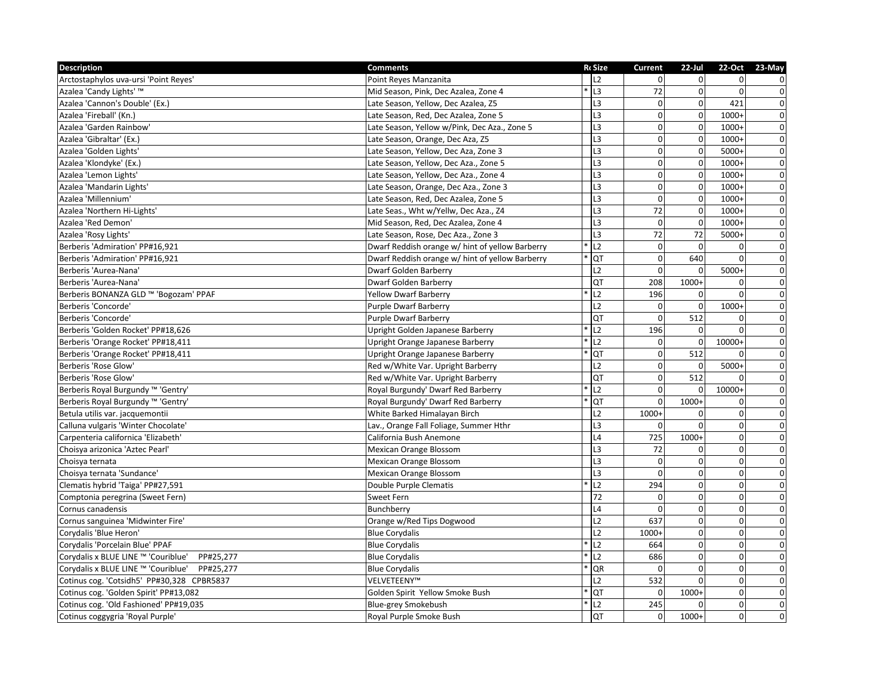| Description | Comments | R | Size | Current | 22-Jul | 22-Oct | 23-May |
|---|---|---|---|---|---|---|---|
| Arctostaphylos uva-ursi 'Point Reyes' | Point Reyes Manzanita | | L2 | 0 | 0 | 0 | 0 |
| Azalea 'Candy Lights' ™ | Mid Season, Pink, Dec Azalea, Zone 4 | * | L3 | 72 | 0 | 0 | 0 |
| Azalea 'Cannon's Double' (Ex.) | Late Season, Yellow, Dec Azalea, Z5 | | L3 | 0 | 0 | 421 | 0 |
| Azalea 'Fireball' (Kn.) | Late Season, Red, Dec Azalea, Zone 5 | | L3 | 0 | 0 | 1000+ | 0 |
| Azalea 'Garden Rainbow' | Late Season, Yellow w/Pink, Dec Aza., Zone 5 | | L3 | 0 | 0 | 1000+ | 0 |
| Azalea 'Gibraltar' (Ex.) | Late Season, Orange, Dec Aza, Z5 | | L3 | 0 | 0 | 1000+ | 0 |
| Azalea 'Golden Lights' | Late Season, Yellow, Dec Aza, Zone 3 | | L3 | 0 | 0 | 5000+ | 0 |
| Azalea 'Klondyke' (Ex.) | Late Season, Yellow, Dec Aza., Zone 5 | | L3 | 0 | 0 | 1000+ | 0 |
| Azalea 'Lemon Lights' | Late Season, Yellow, Dec Aza., Zone 4 | | L3 | 0 | 0 | 1000+ | 0 |
| Azalea 'Mandarin Lights' | Late Season, Orange, Dec Aza., Zone 3 | | L3 | 0 | 0 | 1000+ | 0 |
| Azalea 'Millennium' | Late Season, Red, Dec Azalea, Zone 5 | | L3 | 0 | 0 | 1000+ | 0 |
| Azalea 'Northern Hi-Lights' | Late Seas., Wht w/Yellw, Dec Aza., Z4 | | L3 | 72 | 0 | 1000+ | 0 |
| Azalea 'Red Demon' | Mid Season, Red, Dec Azalea, Zone 4 | | L3 | 0 | 0 | 1000+ | 0 |
| Azalea 'Rosy Lights' | Late Season, Rose, Dec Aza., Zone 3 | | L3 | 72 | 72 | 5000+ | 0 |
| Berberis 'Admiration' PP#16,921 | Dwarf Reddish orange w/ hint of yellow Barberry | * | L2 | 0 | 0 | 0 | 0 |
| Berberis 'Admiration' PP#16,921 | Dwarf Reddish orange w/ hint of yellow Barberry | * | QT | 0 | 640 | 0 | 0 |
| Berberis 'Aurea-Nana' | Dwarf Golden Barberry | | L2 | 0 | 0 | 5000+ | 0 |
| Berberis 'Aurea-Nana' | Dwarf Golden Barberry | | QT | 208 | 1000+ | 0 | 0 |
| Berberis BONANZA GLD ™ 'Bogozam' PPAF | Yellow Dwarf Barberry | * | L2 | 196 | 0 | 0 | 0 |
| Berberis 'Concorde' | Purple Dwarf Barberry | | L2 | 0 | 0 | 1000+ | 0 |
| Berberis 'Concorde' | Purple Dwarf Barberry | | QT | 0 | 512 | 0 | 0 |
| Berberis 'Golden Rocket' PP#18,626 | Upright Golden Japanese Barberry | * | L2 | 196 | 0 | 0 | 0 |
| Berberis 'Orange Rocket' PP#18,411 | Upright Orange Japanese Barberry | * | L2 | 0 | 0 | 10000+ | 0 |
| Berberis 'Orange Rocket' PP#18,411 | Upright Orange Japanese Barberry | * | QT | 0 | 512 | 0 | 0 |
| Berberis 'Rose Glow' | Red w/White Var. Upright Barberry | | L2 | 0 | 0 | 5000+ | 0 |
| Berberis 'Rose Glow' | Red w/White Var. Upright Barberry | | QT | 0 | 512 | 0 | 0 |
| Berberis Royal Burgundy ™ 'Gentry' | Royal Burgundy' Dwarf Red Barberry | * | L2 | 0 | 0 | 10000+ | 0 |
| Berberis Royal Burgundy ™ 'Gentry' | Royal Burgundy' Dwarf Red Barberry | * | QT | 0 | 1000+ | 0 | 0 |
| Betula utilis var. jacquemontii | White Barked Himalayan Birch | | L2 | 1000+ | 0 | 0 | 0 |
| Calluna vulgaris 'Winter Chocolate' | Lav., Orange Fall Foliage, Summer Hthr | | L3 | 0 | 0 | 0 | 0 |
| Carpenteria californica 'Elizabeth' | California Bush Anemone | | L4 | 725 | 1000+ | 0 | 0 |
| Choisya arizonica 'Aztec Pearl' | Mexican Orange Blossom | | L3 | 72 | 0 | 0 | 0 |
| Choisya ternata | Mexican Orange Blossom | | L3 | 0 | 0 | 0 | 0 |
| Choisya ternata 'Sundance' | Mexican Orange Blossom | | L3 | 0 | 0 | 0 | 0 |
| Clematis hybrid 'Taiga' PP#27,591 | Double Purple Clematis | * | L2 | 294 | 0 | 0 | 0 |
| Comptonia peregrina (Sweet Fern) | Sweet Fern | | 72 | 0 | 0 | 0 | 0 |
| Cornus canadensis | Bunchberry | | L4 | 0 | 0 | 0 | 0 |
| Cornus sanguinea 'Midwinter Fire' | Orange w/Red Tips Dogwood | | L2 | 637 | 0 | 0 | 0 |
| Corydalis 'Blue Heron' | Blue Corydalis | | L2 | 1000+ | 0 | 0 | 0 |
| Corydalis 'Porcelain Blue' PPAF | Blue Corydalis | * | L2 | 664 | 0 | 0 | 0 |
| Corydalis x BLUE LINE ™ 'Couriblue' PP#25,277 | Blue Corydalis | * | L2 | 686 | 0 | 0 | 0 |
| Corydalis x BLUE LINE ™ 'Couriblue' PP#25,277 | Blue Corydalis | * | QR | 0 | 0 | 0 | 0 |
| Cotinus cog. 'Cotsidh5' PP#30,328 CPBR5837 | VELVETEENY™ | | L2 | 532 | 0 | 0 | 0 |
| Cotinus cog. 'Golden Spirit' PP#13,082 | Golden Spirit Yellow Smoke Bush | * | QT | 0 | 1000+ | 0 | 0 |
| Cotinus cog. 'Old Fashioned' PP#19,035 | Blue-grey Smokebush | * | L2 | 245 | 0 | 0 | 0 |
| Cotinus coggygria 'Royal Purple' | Royal Purple Smoke Bush | | QT | 0 | 1000+ | 0 | 0 |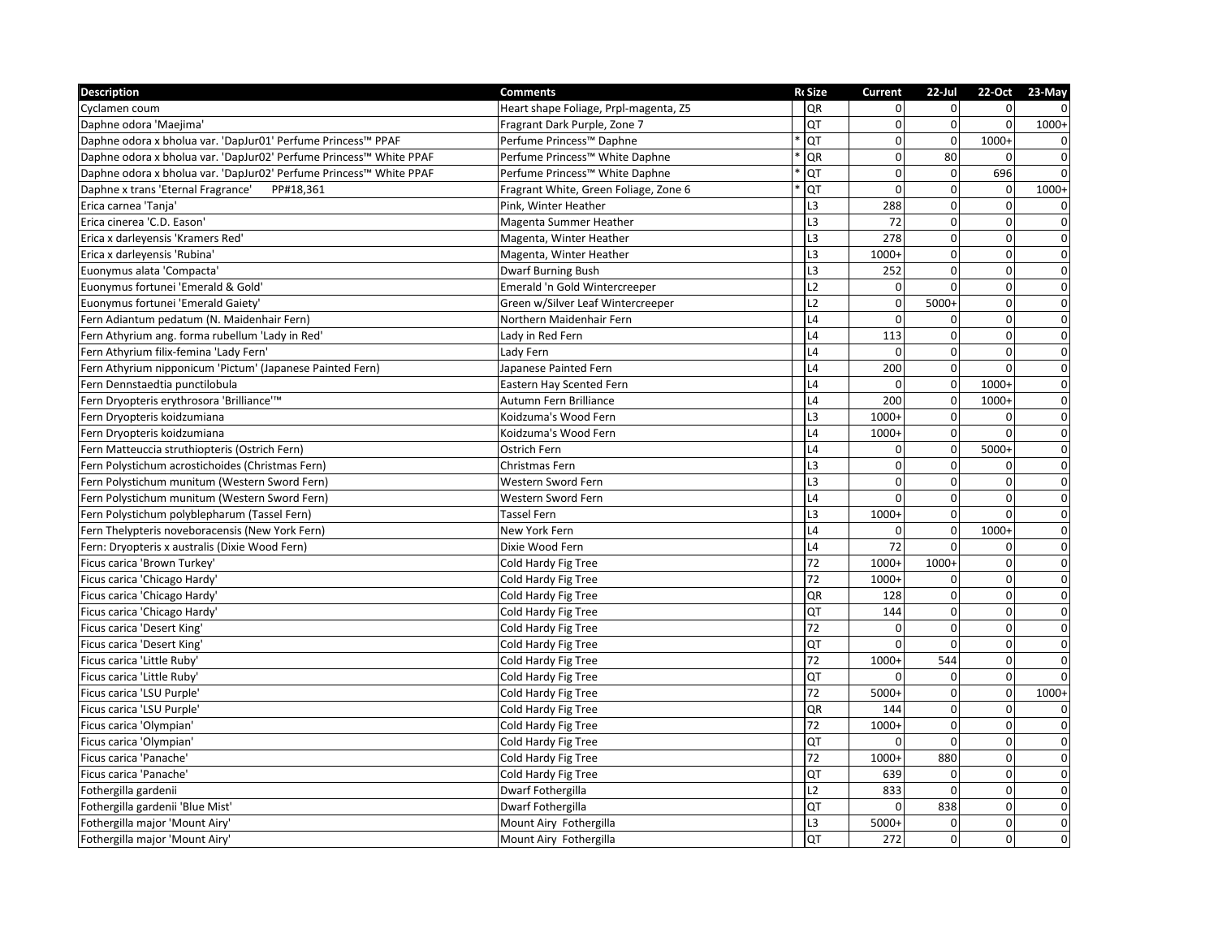| Description | Comments | Rc | Size | Current | 22-Jul | 22-Oct | 23-May |
|---|---|---|---|---|---|---|---|
| Cyclamen coum | Heart shape Foliage, Prpl-magenta, Z5 | | QR | 0 | 0 | 0 | 0 |
| Daphne odora 'Maejima' | Fragrant Dark Purple, Zone 7 | | QT | 0 | 0 | 0 | 1000+ |
| Daphne odora x bholua var. 'DapJur01' Perfume Princess™ PPAF | Perfume Princess™ Daphne | * | QT | 0 | 0 | 1000+ | 0 |
| Daphne odora x bholua var. 'DapJur02' Perfume Princess™ White PPAF | Perfume Princess™ White Daphne | * | QR | 0 | 80 | 0 | 0 |
| Daphne odora x bholua var. 'DapJur02' Perfume Princess™ White PPAF | Perfume Princess™ White Daphne | * | QT | 0 | 0 | 696 | 0 |
| Daphne x trans 'Eternal Fragrance' PP#18,361 | Fragrant White, Green Foliage, Zone 6 | * | QT | 0 | 0 | 0 | 1000+ |
| Erica carnea 'Tanja' | Pink, Winter Heather | | L3 | 288 | 0 | 0 | 0 |
| Erica cinerea 'C.D. Eason' | Magenta Summer Heather | | L3 | 72 | 0 | 0 | 0 |
| Erica x darleyensis 'Kramers Red' | Magenta, Winter Heather | | L3 | 278 | 0 | 0 | 0 |
| Erica x darleyensis 'Rubina' | Magenta, Winter Heather | | L3 | 1000+ | 0 | 0 | 0 |
| Euonymus alata 'Compacta' | Dwarf Burning Bush | | L3 | 252 | 0 | 0 | 0 |
| Euonymus fortunei 'Emerald & Gold' | Emerald 'n Gold Wintercreeper | | L2 | 0 | 0 | 0 | 0 |
| Euonymus fortunei 'Emerald Gaiety' | Green w/Silver Leaf Wintercreeper | | L2 | 0 | 5000+ | 0 | 0 |
| Fern Adiantum pedatum (N. Maidenhair Fern) | Northern Maidenhair Fern | | L4 | 0 | 0 | 0 | 0 |
| Fern Athyrium ang. forma rubellum 'Lady in Red' | Lady in Red Fern | | L4 | 113 | 0 | 0 | 0 |
| Fern Athyrium filix-femina 'Lady Fern' | Lady Fern | | L4 | 0 | 0 | 0 | 0 |
| Fern Athyrium nipponicum 'Pictum' (Japanese Painted Fern) | Japanese Painted Fern | | L4 | 200 | 0 | 0 | 0 |
| Fern Dennstaedtia punctilobula | Eastern Hay Scented Fern | | L4 | 0 | 0 | 1000+ | 0 |
| Fern Dryopteris erythrosora 'Brilliance'™ | Autumn Fern Brilliance | | L4 | 200 | 0 | 1000+ | 0 |
| Fern Dryopteris koidzumiana | Koidzuma's Wood Fern | | L3 | 1000+ | 0 | 0 | 0 |
| Fern Dryopteris koidzumiana | Koidzuma's Wood Fern | | L4 | 1000+ | 0 | 0 | 0 |
| Fern Matteuccia struthiopteris (Ostrich Fern) | Ostrich Fern | | L4 | 0 | 0 | 5000+ | 0 |
| Fern Polystichum acrostichoides (Christmas Fern) | Christmas Fern | | L3 | 0 | 0 | 0 | 0 |
| Fern Polystichum munitum (Western Sword Fern) | Western Sword Fern | | L3 | 0 | 0 | 0 | 0 |
| Fern Polystichum munitum (Western Sword Fern) | Western Sword Fern | | L4 | 0 | 0 | 0 | 0 |
| Fern Polystichum polyblepharum (Tassel Fern) | Tassel Fern | | L3 | 1000+ | 0 | 0 | 0 |
| Fern Thelypteris noveboracensis (New York Fern) | New York Fern | | L4 | 0 | 0 | 1000+ | 0 |
| Fern: Dryopteris x australis (Dixie Wood Fern) | Dixie Wood Fern | | L4 | 72 | 0 | 0 | 0 |
| Ficus carica 'Brown Turkey' | Cold Hardy Fig Tree | | 72 | 1000+ | 1000+ | 0 | 0 |
| Ficus carica 'Chicago Hardy' | Cold Hardy Fig Tree | | 72 | 1000+ | 0 | 0 | 0 |
| Ficus carica 'Chicago Hardy' | Cold Hardy Fig Tree | | QR | 128 | 0 | 0 | 0 |
| Ficus carica 'Chicago Hardy' | Cold Hardy Fig Tree | | QT | 144 | 0 | 0 | 0 |
| Ficus carica 'Desert King' | Cold Hardy Fig Tree | | 72 | 0 | 0 | 0 | 0 |
| Ficus carica 'Desert King' | Cold Hardy Fig Tree | | QT | 0 | 0 | 0 | 0 |
| Ficus carica 'Little Ruby' | Cold Hardy Fig Tree | | 72 | 1000+ | 544 | 0 | 0 |
| Ficus carica 'Little Ruby' | Cold Hardy Fig Tree | | QT | 0 | 0 | 0 | 0 |
| Ficus carica 'LSU Purple' | Cold Hardy Fig Tree | | 72 | 5000+ | 0 | 0 | 1000+ |
| Ficus carica 'LSU Purple' | Cold Hardy Fig Tree | | QR | 144 | 0 | 0 | 0 |
| Ficus carica 'Olympian' | Cold Hardy Fig Tree | | 72 | 1000+ | 0 | 0 | 0 |
| Ficus carica 'Olympian' | Cold Hardy Fig Tree | | QT | 0 | 0 | 0 | 0 |
| Ficus carica 'Panache' | Cold Hardy Fig Tree | | 72 | 1000+ | 880 | 0 | 0 |
| Ficus carica 'Panache' | Cold Hardy Fig Tree | | QT | 639 | 0 | 0 | 0 |
| Fothergilla gardenii | Dwarf Fothergilla | | L2 | 833 | 0 | 0 | 0 |
| Fothergilla gardenii 'Blue Mist' | Dwarf Fothergilla | | QT | 0 | 838 | 0 | 0 |
| Fothergilla major 'Mount Airy' | Mount Airy Fothergilla | | L3 | 5000+ | 0 | 0 | 0 |
| Fothergilla major 'Mount Airy' | Mount Airy Fothergilla | | QT | 272 | 0 | 0 | 0 |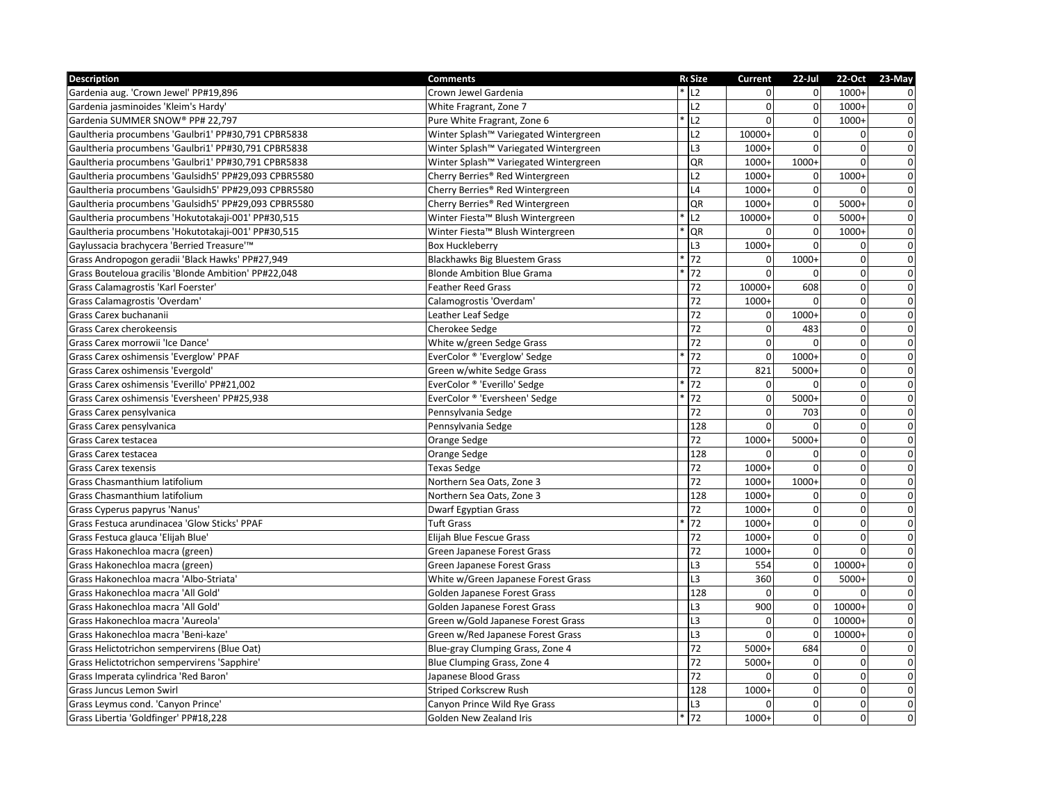| Description | Comments | R | Size | Current | 22-Jul | 22-Oct | 23-May |
|---|---|---|---|---|---|---|---|
| Gardenia aug. 'Crown Jewel' PP#19,896 | Crown Jewel Gardenia | * | L2 | 0 | 0 | 1000+ | 0 |
| Gardenia jasminoides 'Kleim's Hardy' | White Fragrant, Zone 7 | | L2 | 0 | 0 | 1000+ | 0 |
| Gardenia SUMMER SNOW® PP# 22,797 | Pure White Fragrant, Zone 6 | * | L2 | 0 | 0 | 1000+ | 0 |
| Gaultheria procumbens 'Gaulbri1' PP#30,791 CPBR5838 | Winter Splash™ Variegated Wintergreen | | L2 | 10000+ | 0 | 0 | 0 |
| Gaultheria procumbens 'Gaulbri1' PP#30,791 CPBR5838 | Winter Splash™ Variegated Wintergreen | | L3 | 1000+ | 0 | 0 | 0 |
| Gaultheria procumbens 'Gaulbri1' PP#30,791 CPBR5838 | Winter Splash™ Variegated Wintergreen | | QR | 1000+ | 1000+ | 0 | 0 |
| Gaultheria procumbens 'Gaulsidh5' PP#29,093 CPBR5580 | Cherry Berries® Red Wintergreen | | L2 | 1000+ | 0 | 1000+ | 0 |
| Gaultheria procumbens 'Gaulsidh5' PP#29,093 CPBR5580 | Cherry Berries® Red Wintergreen | | L4 | 1000+ | 0 | 0 | 0 |
| Gaultheria procumbens 'Gaulsidh5' PP#29,093 CPBR5580 | Cherry Berries® Red Wintergreen | | QR | 1000+ | 0 | 5000+ | 0 |
| Gaultheria procumbens 'Hokutotakaji-001' PP#30,515 | Winter Fiesta™ Blush Wintergreen | * | L2 | 10000+ | 0 | 5000+ | 0 |
| Gaultheria procumbens 'Hokutotakaji-001' PP#30,515 | Winter Fiesta™ Blush Wintergreen | * | QR | 0 | 0 | 1000+ | 0 |
| Gaylussacia brachycera 'Berried Treasure'™ | Box Huckleberry | | L3 | 1000+ | 0 | 0 | 0 |
| Grass Andropogon geradii 'Black Hawks' PP#27,949 | Blackhawks Big Bluestem Grass | * | 72 | 0 | 1000+ | 0 | 0 |
| Grass Bouteloua gracilis 'Blonde Ambition' PP#22,048 | Blonde Ambition Blue Grama | * | 72 | 0 | 0 | 0 | 0 |
| Grass Calamagrostis 'Karl Foerster' | Feather Reed Grass | | 72 | 10000+ | 608 | 0 | 0 |
| Grass Calamagrostis 'Overdam' | Calamogrostis 'Overdam' | | 72 | 1000+ | 0 | 0 | 0 |
| Grass Carex buchananii | Leather Leaf Sedge | | 72 | 0 | 1000+ | 0 | 0 |
| Grass Carex cherokeensis | Cherokee Sedge | | 72 | 0 | 483 | 0 | 0 |
| Grass Carex morrowii 'Ice Dance' | White w/green Sedge Grass | | 72 | 0 | 0 | 0 | 0 |
| Grass Carex oshimensis 'Everglow' PPAF | EverColor ® 'Everglow' Sedge | * | 72 | 0 | 1000+ | 0 | 0 |
| Grass Carex oshimensis 'Evergold' | Green w/white Sedge Grass | | 72 | 821 | 5000+ | 0 | 0 |
| Grass Carex oshimensis 'Everillo' PP#21,002 | EverColor ® 'Everillo' Sedge | * | 72 | 0 | 0 | 0 | 0 |
| Grass Carex oshimensis 'Eversheen' PP#25,938 | EverColor ® 'Eversheen' Sedge | * | 72 | 0 | 5000+ | 0 | 0 |
| Grass Carex pensylvanica | Pennsylvania Sedge | | 72 | 0 | 703 | 0 | 0 |
| Grass Carex pensylvanica | Pennsylvania Sedge | | 128 | 0 | 0 | 0 | 0 |
| Grass Carex testacea | Orange Sedge | | 72 | 1000+ | 5000+ | 0 | 0 |
| Grass Carex testacea | Orange Sedge | | 128 | 0 | 0 | 0 | 0 |
| Grass Carex texensis | Texas Sedge | | 72 | 1000+ | 0 | 0 | 0 |
| Grass Chasmanthium latifolium | Northern Sea Oats, Zone 3 | | 72 | 1000+ | 1000+ | 0 | 0 |
| Grass Chasmanthium latifolium | Northern Sea Oats, Zone 3 | | 128 | 1000+ | 0 | 0 | 0 |
| Grass Cyperus papyrus 'Nanus' | Dwarf Egyptian Grass | | 72 | 1000+ | 0 | 0 | 0 |
| Grass Festuca arundinacea 'Glow Sticks' PPAF | Tuft Grass | * | 72 | 1000+ | 0 | 0 | 0 |
| Grass Festuca glauca 'Elijah Blue' | Elijah Blue Fescue Grass | | 72 | 1000+ | 0 | 0 | 0 |
| Grass Hakonechloa macra (green) | Green Japanese Forest Grass | | 72 | 1000+ | 0 | 0 | 0 |
| Grass Hakonechloa macra (green) | Green Japanese Forest Grass | | L3 | 554 | 0 | 10000+ | 0 |
| Grass Hakonechloa macra 'Albo-Striata' | White w/Green Japanese Forest Grass | | L3 | 360 | 0 | 5000+ | 0 |
| Grass Hakonechloa macra 'All Gold' | Golden Japanese Forest Grass | | 128 | 0 | 0 | 0 | 0 |
| Grass Hakonechloa macra 'All Gold' | Golden Japanese Forest Grass | | L3 | 900 | 0 | 10000+ | 0 |
| Grass Hakonechloa macra 'Aureola' | Green w/Gold Japanese Forest Grass | | L3 | 0 | 0 | 10000+ | 0 |
| Grass Hakonechloa macra 'Beni-kaze' | Green w/Red Japanese Forest Grass | | L3 | 0 | 0 | 10000+ | 0 |
| Grass Helictotrichon sempervirens (Blue Oat) | Blue-gray Clumping Grass, Zone 4 | | 72 | 5000+ | 684 | 0 | 0 |
| Grass Helictotrichon sempervirens 'Sapphire' | Blue Clumping Grass, Zone 4 | | 72 | 5000+ | 0 | 0 | 0 |
| Grass Imperata cylindrica 'Red Baron' | Japanese Blood Grass | | 72 | 0 | 0 | 0 | 0 |
| Grass Juncus Lemon Swirl | Striped Corkscrew Rush | | 128 | 1000+ | 0 | 0 | 0 |
| Grass Leymus cond. 'Canyon Prince' | Canyon Prince Wild Rye Grass | | L3 | 0 | 0 | 0 | 0 |
| Grass Libertia 'Goldfinger' PP#18,228 | Golden New Zealand Iris | * | 72 | 1000+ | 0 | 0 | 0 |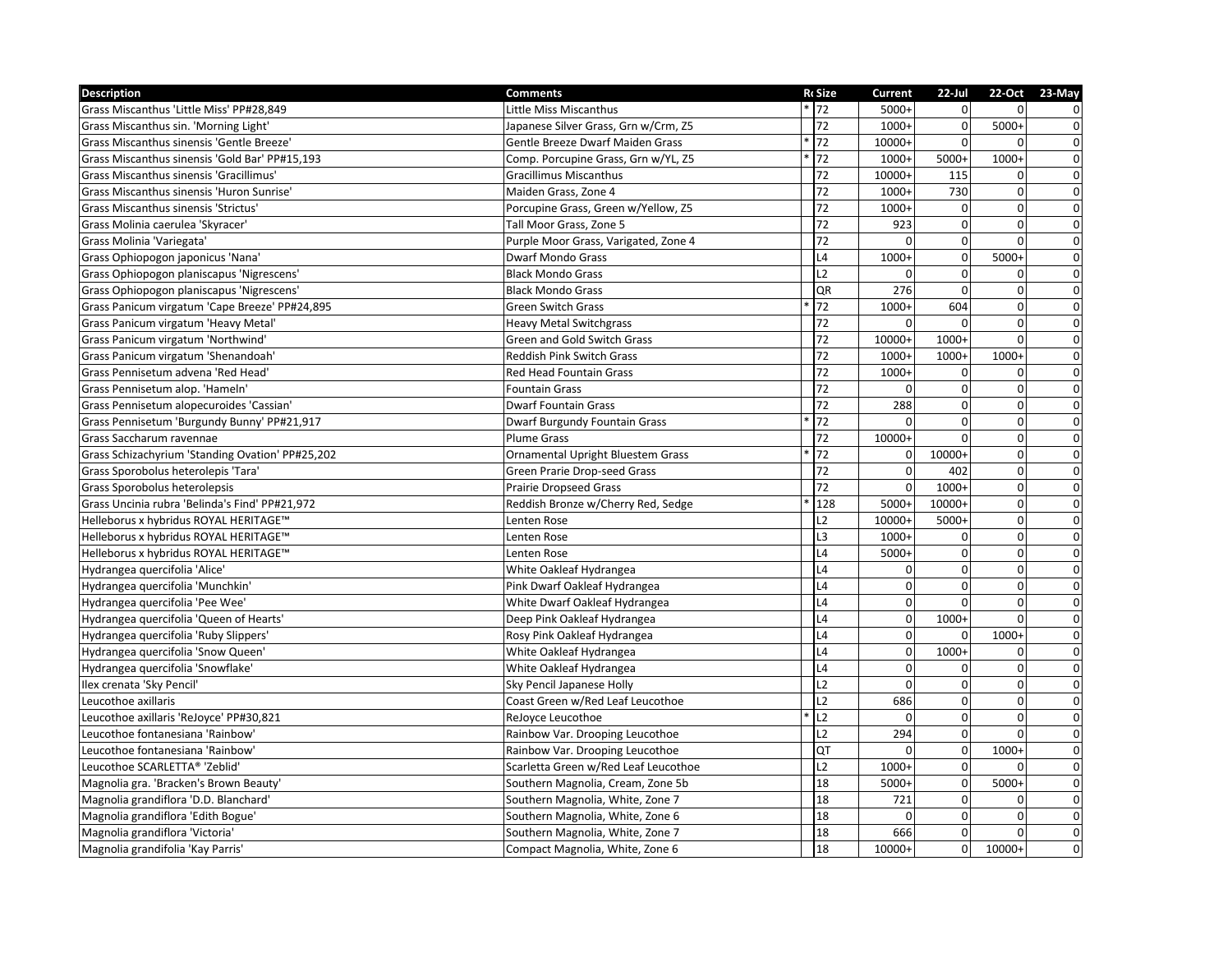| Description | Comments | Rt | Size | Current | 22-Jul | 22-Oct | 23-May |
|---|---|---|---|---|---|---|---|
| Grass Miscanthus 'Little Miss' PP#28,849 | Little Miss Miscanthus | * | 72 | 5000+ | 0 | 0 | 0 |
| Grass Miscanthus sin. 'Morning Light' | Japanese Silver Grass, Grn w/Crm, Z5 | | 72 | 1000+ | 0 | 5000+ | 0 |
| Grass Miscanthus sinensis 'Gentle Breeze' | Gentle Breeze Dwarf Maiden Grass | * | 72 | 10000+ | 0 | 0 | 0 |
| Grass Miscanthus sinensis 'Gold Bar' PP#15,193 | Comp. Porcupine Grass, Grn w/YL, Z5 | * | 72 | 1000+ | 5000+ | 1000+ | 0 |
| Grass Miscanthus sinensis 'Gracillimus' | Gracillimus Miscanthus | | 72 | 10000+ | 115 | 0 | 0 |
| Grass Miscanthus sinensis 'Huron Sunrise' | Maiden Grass, Zone 4 | | 72 | 1000+ | 730 | 0 | 0 |
| Grass Miscanthus sinensis 'Strictus' | Porcupine Grass, Green w/Yellow, Z5 | | 72 | 1000+ | 0 | 0 | 0 |
| Grass Molinia caerulea 'Skyracer' | Tall Moor Grass, Zone 5 | | 72 | 923 | 0 | 0 | 0 |
| Grass Molinia 'Variegata' | Purple Moor Grass, Varigated, Zone 4 | | 72 | 0 | 0 | 0 | 0 |
| Grass Ophiopogon japonicus 'Nana' | Dwarf Mondo Grass | | L4 | 1000+ | 0 | 5000+ | 0 |
| Grass Ophiopogon planiscapus 'Nigrescens' | Black Mondo Grass | | L2 | 0 | 0 | 0 | 0 |
| Grass Ophiopogon planiscapus 'Nigrescens' | Black Mondo Grass | | QR | 276 | 0 | 0 | 0 |
| Grass Panicum virgatum 'Cape Breeze' PP#24,895 | Green Switch Grass | * | 72 | 1000+ | 604 | 0 | 0 |
| Grass Panicum virgatum 'Heavy Metal' | Heavy Metal Switchgrass | | 72 | 0 | 0 | 0 | 0 |
| Grass Panicum virgatum 'Northwind' | Green and Gold Switch Grass | | 72 | 10000+ | 1000+ | 0 | 0 |
| Grass Panicum virgatum 'Shenandoah' | Reddish Pink Switch Grass | | 72 | 1000+ | 1000+ | 1000+ | 0 |
| Grass Pennisetum advena 'Red Head' | Red Head Fountain Grass | | 72 | 1000+ | 0 | 0 | 0 |
| Grass Pennisetum alop. 'Hameln' | Fountain Grass | | 72 | 0 | 0 | 0 | 0 |
| Grass Pennisetum alopecuroides 'Cassian' | Dwarf Fountain Grass | | 72 | 288 | 0 | 0 | 0 |
| Grass Pennisetum 'Burgundy Bunny' PP#21,917 | Dwarf Burgundy Fountain Grass | * | 72 | 0 | 0 | 0 | 0 |
| Grass Saccharum ravennae | Plume Grass | | 72 | 10000+ | 0 | 0 | 0 |
| Grass Schizachyrium 'Standing Ovation' PP#25,202 | Ornamental Upright Bluestem Grass | * | 72 | 0 | 10000+ | 0 | 0 |
| Grass Sporobolus heterolepis 'Tara' | Green Prarie Drop-seed Grass | | 72 | 0 | 402 | 0 | 0 |
| Grass Sporobolus heterolepsis | Prairie Dropseed Grass | | 72 | 0 | 1000+ | 0 | 0 |
| Grass Uncinia rubra 'Belinda's Find' PP#21,972 | Reddish Bronze w/Cherry Red, Sedge | * | 128 | 5000+ | 10000+ | 0 | 0 |
| Helleborus x hybridus ROYAL HERITAGE™ | Lenten Rose | | L2 | 10000+ | 5000+ | 0 | 0 |
| Helleborus x hybridus ROYAL HERITAGE™ | Lenten Rose | | L3 | 1000+ | 0 | 0 | 0 |
| Helleborus x hybridus ROYAL HERITAGE™ | Lenten Rose | | L4 | 5000+ | 0 | 0 | 0 |
| Hydrangea quercifolia 'Alice' | White Oakleaf Hydrangea | | L4 | 0 | 0 | 0 | 0 |
| Hydrangea quercifolia 'Munchkin' | Pink Dwarf Oakleaf Hydrangea | | L4 | 0 | 0 | 0 | 0 |
| Hydrangea quercifolia 'Pee Wee' | White Dwarf Oakleaf Hydrangea | | L4 | 0 | 0 | 0 | 0 |
| Hydrangea quercifolia 'Queen of Hearts' | Deep Pink Oakleaf Hydrangea | | L4 | 0 | 1000+ | 0 | 0 |
| Hydrangea quercifolia 'Ruby Slippers' | Rosy Pink Oakleaf Hydrangea | | L4 | 0 | 0 | 1000+ | 0 |
| Hydrangea quercifolia 'Snow Queen' | White Oakleaf Hydrangea | | L4 | 0 | 1000+ | 0 | 0 |
| Hydrangea quercifolia 'Snowflake' | White Oakleaf Hydrangea | | L4 | 0 | 0 | 0 | 0 |
| Ilex crenata 'Sky Pencil' | Sky Pencil Japanese Holly | | L2 | 0 | 0 | 0 | 0 |
| Leucothoe axillaris | Coast Green w/Red Leaf Leucothoe | | L2 | 686 | 0 | 0 | 0 |
| Leucothoe axillaris 'ReJoyce' PP#30,821 | ReJoyce Leucothoe | * | L2 | 0 | 0 | 0 | 0 |
| Leucothoe fontanesiana 'Rainbow' | Rainbow Var. Drooping Leucothoe | | L2 | 294 | 0 | 0 | 0 |
| Leucothoe fontanesiana 'Rainbow' | Rainbow Var. Drooping Leucothoe | | QT | 0 | 0 | 1000+ | 0 |
| Leucothoe SCARLETTA® 'Zeblid' | Scarletta Green w/Red Leaf Leucothoe | | L2 | 1000+ | 0 | 0 | 0 |
| Magnolia gra. 'Bracken's Brown Beauty' | Southern Magnolia, Cream, Zone 5b | | 18 | 5000+ | 0 | 5000+ | 0 |
| Magnolia grandiflora 'D.D. Blanchard' | Southern Magnolia, White, Zone 7 | | 18 | 721 | 0 | 0 | 0 |
| Magnolia grandiflora 'Edith Bogue' | Southern Magnolia, White, Zone 6 | | 18 | 0 | 0 | 0 | 0 |
| Magnolia grandiflora 'Victoria' | Southern Magnolia, White, Zone 7 | | 18 | 666 | 0 | 0 | 0 |
| Magnolia grandifolia 'Kay Parris' | Compact Magnolia, White, Zone 6 | | 18 | 10000+ | 0 | 10000+ | 0 |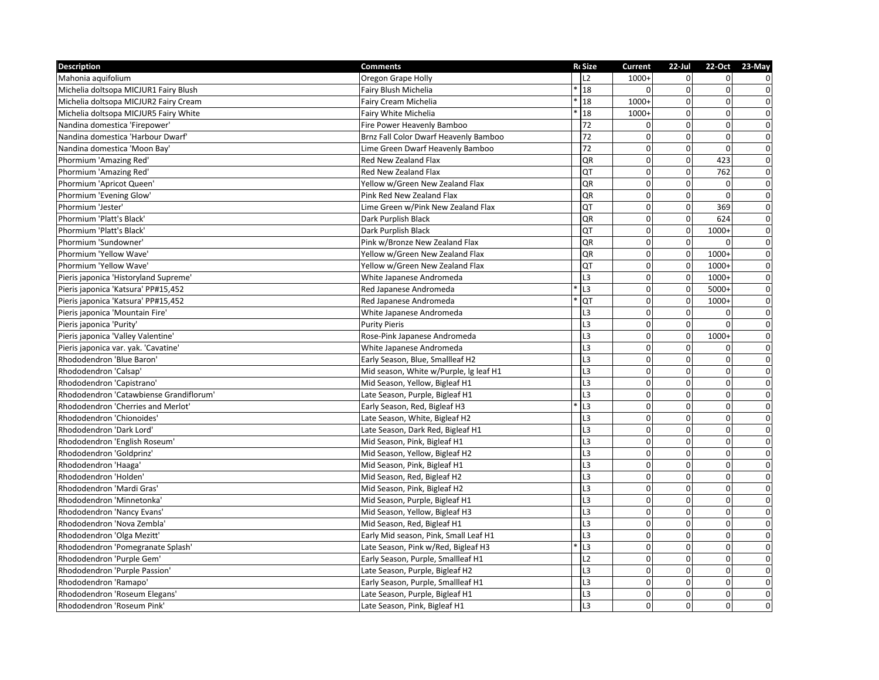| Description | Comments | R | Size | Current | 22-Jul | 22-Oct | 23-May |
|---|---|---|---|---|---|---|---|
| Mahonia aquifolium | Oregon Grape Holly | | L2 | 1000+ | 0 | 0 | 0 |
| Michelia doltsopa MICJUR1 Fairy Blush | Fairy Blush Michelia | * | 18 | 0 | 0 | 0 | 0 |
| Michelia doltsopa MICJUR2 Fairy Cream | Fairy Cream Michelia | * | 18 | 1000+ | 0 | 0 | 0 |
| Michelia doltsopa MICJUR5 Fairy White | Fairy White Michelia | * | 18 | 1000+ | 0 | 0 | 0 |
| Nandina domestica 'Firepower' | Fire Power Heavenly Bamboo | | 72 | 0 | 0 | 0 | 0 |
| Nandina domestica 'Harbour Dwarf' | Brnz Fall Color Dwarf Heavenly Bamboo | | 72 | 0 | 0 | 0 | 0 |
| Nandina domestica 'Moon Bay' | Lime Green Dwarf Heavenly Bamboo | | 72 | 0 | 0 | 0 | 0 |
| Phormium 'Amazing Red' | Red New Zealand Flax | | QR | 0 | 0 | 423 | 0 |
| Phormium 'Amazing Red' | Red New Zealand Flax | | QT | 0 | 0 | 762 | 0 |
| Phormium 'Apricot Queen' | Yellow w/Green New Zealand Flax | | QR | 0 | 0 | 0 | 0 |
| Phormium 'Evening Glow' | Pink Red New Zealand Flax | | QR | 0 | 0 | 0 | 0 |
| Phormium 'Jester' | Lime Green w/Pink New Zealand Flax | | QT | 0 | 0 | 369 | 0 |
| Phormium 'Platt's Black' | Dark Purplish Black | | QR | 0 | 0 | 624 | 0 |
| Phormium 'Platt's Black' | Dark Purplish Black | | QT | 0 | 0 | 1000+ | 0 |
| Phormium 'Sundowner' | Pink w/Bronze New Zealand Flax | | QR | 0 | 0 | 0 | 0 |
| Phormium 'Yellow Wave' | Yellow w/Green New Zealand Flax | | QR | 0 | 0 | 1000+ | 0 |
| Phormium 'Yellow Wave' | Yellow w/Green New Zealand Flax | | QT | 0 | 0 | 1000+ | 0 |
| Pieris japonica 'Historyland Supreme' | White Japanese Andromeda | | L3 | 0 | 0 | 1000+ | 0 |
| Pieris japonica 'Katsura' PP#15,452 | Red Japanese Andromeda | * | L3 | 0 | 0 | 5000+ | 0 |
| Pieris japonica 'Katsura' PP#15,452 | Red Japanese Andromeda | * | QT | 0 | 0 | 1000+ | 0 |
| Pieris japonica 'Mountain Fire' | White Japanese Andromeda | | L3 | 0 | 0 | 0 | 0 |
| Pieris japonica 'Purity' | Purity Pieris | | L3 | 0 | 0 | 0 | 0 |
| Pieris japonica 'Valley Valentine' | Rose-Pink Japanese Andromeda | | L3 | 0 | 0 | 1000+ | 0 |
| Pieris japonica var. yak. 'Cavatine' | White Japanese Andromeda | | L3 | 0 | 0 | 0 | 0 |
| Rhododendron 'Blue Baron' | Early Season, Blue, Smallleaf H2 | | L3 | 0 | 0 | 0 | 0 |
| Rhododendron 'Calsap' | Mid season, White w/Purple, lg leaf H1 | | L3 | 0 | 0 | 0 | 0 |
| Rhododendron 'Capistrano' | Mid Season, Yellow, Bigleaf H1 | | L3 | 0 | 0 | 0 | 0 |
| Rhododendron 'Catawbiense Grandiflorum' | Late Season, Purple, Bigleaf H1 | | L3 | 0 | 0 | 0 | 0 |
| Rhododendron 'Cherries and Merlot' | Early Season, Red, Bigleaf H3 | * | L3 | 0 | 0 | 0 | 0 |
| Rhododendron 'Chionoides' | Late Season, White, Bigleaf H2 | | L3 | 0 | 0 | 0 | 0 |
| Rhododendron 'Dark Lord' | Late Season, Dark Red, Bigleaf H1 | | L3 | 0 | 0 | 0 | 0 |
| Rhododendron 'English Roseum' | Mid Season, Pink, Bigleaf H1 | | L3 | 0 | 0 | 0 | 0 |
| Rhododendron 'Goldprinz' | Mid Season, Yellow, Bigleaf H2 | | L3 | 0 | 0 | 0 | 0 |
| Rhododendron 'Haaga' | Mid Season, Pink, Bigleaf H1 | | L3 | 0 | 0 | 0 | 0 |
| Rhododendron 'Holden' | Mid Season, Red, Bigleaf H2 | | L3 | 0 | 0 | 0 | 0 |
| Rhododendron 'Mardi Gras' | Mid Season, Pink, Bigleaf H2 | | L3 | 0 | 0 | 0 | 0 |
| Rhododendron 'Minnetonka' | Mid Season, Purple, Bigleaf H1 | | L3 | 0 | 0 | 0 | 0 |
| Rhododendron 'Nancy Evans' | Mid Season, Yellow, Bigleaf H3 | | L3 | 0 | 0 | 0 | 0 |
| Rhododendron 'Nova Zembla' | Mid Season, Red, Bigleaf H1 | | L3 | 0 | 0 | 0 | 0 |
| Rhododendron 'Olga Mezitt' | Early Mid season, Pink, Small Leaf H1 | | L3 | 0 | 0 | 0 | 0 |
| Rhododendron 'Pomegranate Splash' | Late Season, Pink w/Red, Bigleaf H3 | * | L3 | 0 | 0 | 0 | 0 |
| Rhododendron 'Purple Gem' | Early Season, Purple, Smallleaf H1 | | L2 | 0 | 0 | 0 | 0 |
| Rhododendron 'Purple Passion' | Late Season, Purple, Bigleaf H2 | | L3 | 0 | 0 | 0 | 0 |
| Rhododendron 'Ramapo' | Early Season, Purple, Smallleaf H1 | | L3 | 0 | 0 | 0 | 0 |
| Rhododendron 'Roseum Elegans' | Late Season, Purple, Bigleaf H1 | | L3 | 0 | 0 | 0 | 0 |
| Rhododendron 'Roseum Pink' | Late Season, Pink, Bigleaf H1 | | L3 | 0 | 0 | 0 | 0 |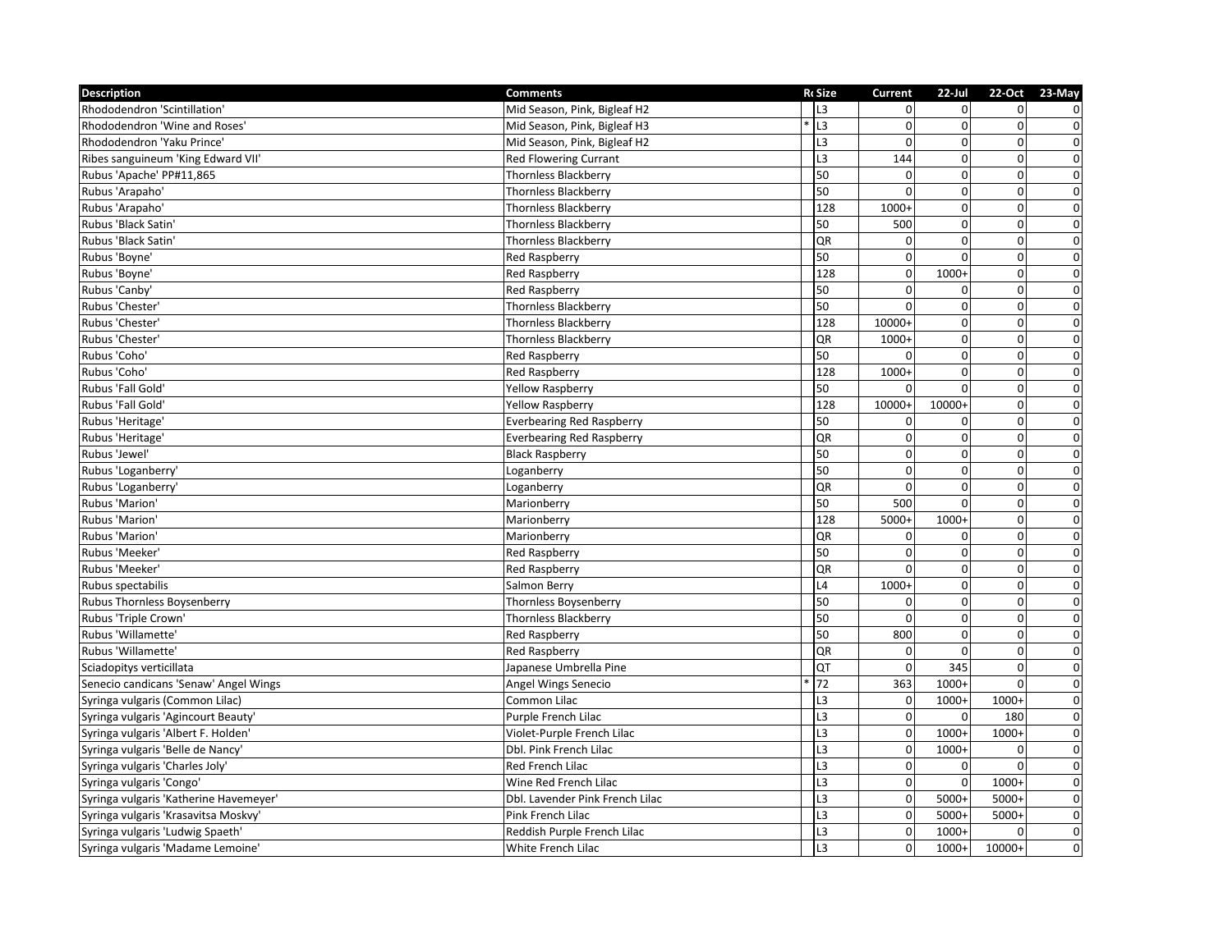| Description | Comments | R | Size | Current | 22-Jul | 22-Oct | 23-May |
|---|---|---|---|---|---|---|---|
| Rhododendron 'Scintillation' | Mid Season, Pink, Bigleaf H2 | | L3 | 0 | 0 | 0 | 0 |
| Rhododendron 'Wine and Roses' | Mid Season, Pink, Bigleaf H3 | * | L3 | 0 | 0 | 0 | 0 |
| Rhododendron 'Yaku Prince' | Mid Season, Pink, Bigleaf H2 | | L3 | 0 | 0 | 0 | 0 |
| Ribes sanguineum 'King Edward VII' | Red Flowering Currant | | L3 | 144 | 0 | 0 | 0 |
| Rubus 'Apache' PP#11,865 | Thornless Blackberry | | 50 | 0 | 0 | 0 | 0 |
| Rubus 'Arapaho' | Thornless Blackberry | | 50 | 0 | 0 | 0 | 0 |
| Rubus 'Arapaho' | Thornless Blackberry | | 128 | 1000+ | 0 | 0 | 0 |
| Rubus 'Black Satin' | Thornless Blackberry | | 50 | 500 | 0 | 0 | 0 |
| Rubus 'Black Satin' | Thornless Blackberry | | QR | 0 | 0 | 0 | 0 |
| Rubus 'Boyne' | Red Raspberry | | 50 | 0 | 0 | 0 | 0 |
| Rubus 'Boyne' | Red Raspberry | | 128 | 0 | 1000+ | 0 | 0 |
| Rubus 'Canby' | Red Raspberry | | 50 | 0 | 0 | 0 | 0 |
| Rubus 'Chester' | Thornless Blackberry | | 50 | 0 | 0 | 0 | 0 |
| Rubus 'Chester' | Thornless Blackberry | | 128 | 10000+ | 0 | 0 | 0 |
| Rubus 'Chester' | Thornless Blackberry | | QR | 1000+ | 0 | 0 | 0 |
| Rubus 'Coho' | Red Raspberry | | 50 | 0 | 0 | 0 | 0 |
| Rubus 'Coho' | Red Raspberry | | 128 | 1000+ | 0 | 0 | 0 |
| Rubus 'Fall Gold' | Yellow Raspberry | | 50 | 0 | 0 | 0 | 0 |
| Rubus 'Fall Gold' | Yellow Raspberry | | 128 | 10000+ | 10000+ | 0 | 0 |
| Rubus 'Heritage' | Everbearing Red Raspberry | | 50 | 0 | 0 | 0 | 0 |
| Rubus 'Heritage' | Everbearing Red Raspberry | | QR | 0 | 0 | 0 | 0 |
| Rubus 'Jewel' | Black Raspberry | | 50 | 0 | 0 | 0 | 0 |
| Rubus 'Loganberry' | Loganberry | | 50 | 0 | 0 | 0 | 0 |
| Rubus 'Loganberry' | Loganberry | | QR | 0 | 0 | 0 | 0 |
| Rubus 'Marion' | Marionberry | | 50 | 500 | 0 | 0 | 0 |
| Rubus 'Marion' | Marionberry | | 128 | 5000+ | 1000+ | 0 | 0 |
| Rubus 'Marion' | Marionberry | | QR | 0 | 0 | 0 | 0 |
| Rubus 'Meeker' | Red Raspberry | | 50 | 0 | 0 | 0 | 0 |
| Rubus 'Meeker' | Red Raspberry | | QR | 0 | 0 | 0 | 0 |
| Rubus spectabilis | Salmon Berry | | L4 | 1000+ | 0 | 0 | 0 |
| Rubus Thornless Boysenberry | Thornless Boysenberry | | 50 | 0 | 0 | 0 | 0 |
| Rubus 'Triple Crown' | Thornless Blackberry | | 50 | 0 | 0 | 0 | 0 |
| Rubus 'Willamette' | Red Raspberry | | 50 | 800 | 0 | 0 | 0 |
| Rubus 'Willamette' | Red Raspberry | | QR | 0 | 0 | 0 | 0 |
| Sciadopitys verticillata | Japanese Umbrella Pine | | QT | 0 | 345 | 0 | 0 |
| Senecio candicans 'Senaw' Angel Wings | Angel Wings Senecio | * | 72 | 363 | 1000+ | 0 | 0 |
| Syringa vulgaris (Common Lilac) | Common Lilac | | L3 | 0 | 1000+ | 1000+ | 0 |
| Syringa vulgaris 'Agincourt Beauty' | Purple French Lilac | | L3 | 0 | 0 | 180 | 0 |
| Syringa vulgaris 'Albert F. Holden' | Violet-Purple French Lilac | | L3 | 0 | 1000+ | 1000+ | 0 |
| Syringa vulgaris 'Belle de Nancy' | Dbl. Pink French Lilac | | L3 | 0 | 1000+ | 0 | 0 |
| Syringa vulgaris 'Charles Joly' | Red French Lilac | | L3 | 0 | 0 | 0 | 0 |
| Syringa vulgaris 'Congo' | Wine Red French Lilac | | L3 | 0 | 0 | 1000+ | 0 |
| Syringa vulgaris 'Katherine Havemeyer' | Dbl. Lavender Pink French Lilac | | L3 | 0 | 5000+ | 5000+ | 0 |
| Syringa vulgaris 'Krasavitsa Moskvy' | Pink French Lilac | | L3 | 0 | 5000+ | 5000+ | 0 |
| Syringa vulgaris 'Ludwig Spaeth' | Reddish Purple French Lilac | | L3 | 0 | 1000+ | 0 | 0 |
| Syringa vulgaris 'Madame Lemoine' | White French Lilac | | L3 | 0 | 1000+ | 10000+ | 0 |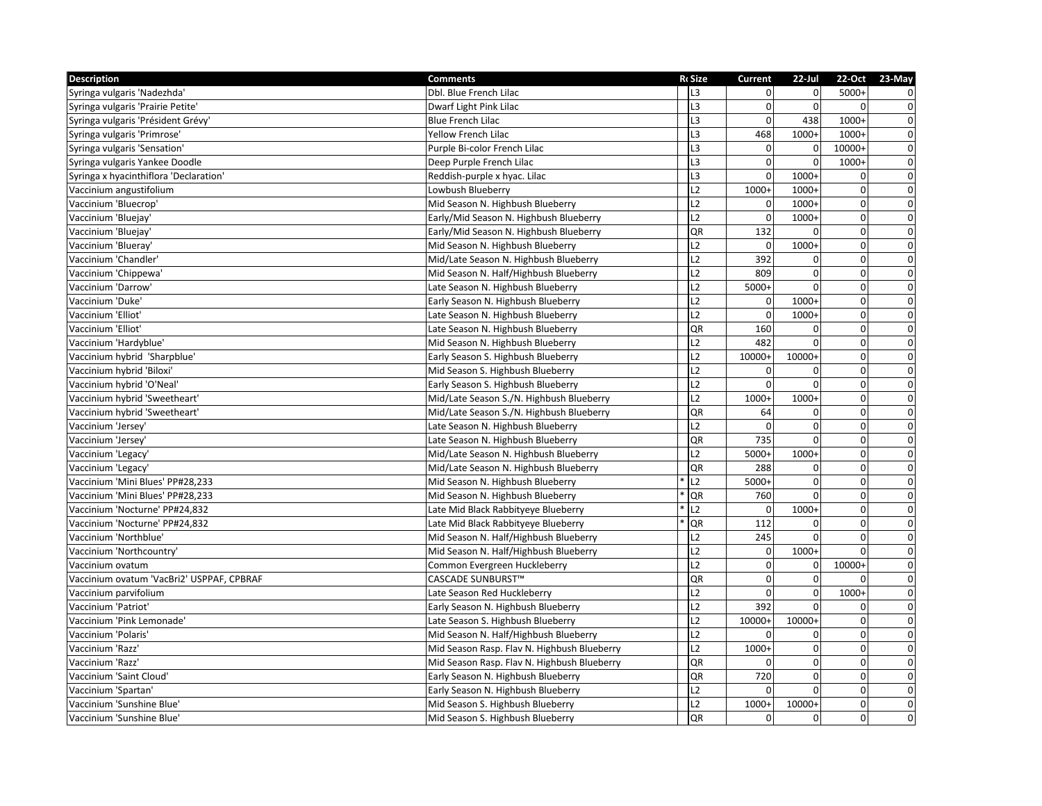| Description | Comments | R | Size | Current | 22-Jul | 22-Oct | 23-May |
|---|---|---|---|---|---|---|---|
| Syringa vulgaris 'Nadezhda' | Dbl. Blue French Lilac | | L3 | 0 | 0 | 5000+ | 0 |
| Syringa vulgaris 'Prairie Petite' | Dwarf Light Pink Lilac | | L3 | 0 | 0 | 0 | 0 |
| Syringa vulgaris 'Président Grévy' | Blue French Lilac | | L3 | 0 | 438 | 1000+ | 0 |
| Syringa vulgaris 'Primrose' | Yellow French Lilac | | L3 | 468 | 1000+ | 1000+ | 0 |
| Syringa vulgaris 'Sensation' | Purple Bi-color French Lilac | | L3 | 0 | 0 | 10000+ | 0 |
| Syringa vulgaris Yankee Doodle | Deep Purple French Lilac | | L3 | 0 | 0 | 1000+ | 0 |
| Syringa x hyacinthiflora 'Declaration' | Reddish-purple x hyac. Lilac | | L3 | 0 | 1000+ | 0 | 0 |
| Vaccinium angustifolium | Lowbush Blueberry | | L2 | 1000+ | 1000+ | 0 | 0 |
| Vaccinium 'Bluecrop' | Mid Season N. Highbush Blueberry | | L2 | 0 | 1000+ | 0 | 0 |
| Vaccinium 'Bluejay' | Early/Mid Season N. Highbush Blueberry | | L2 | 0 | 1000+ | 0 | 0 |
| Vaccinium 'Bluejay' | Early/Mid Season N. Highbush Blueberry | | QR | 132 | 0 | 0 | 0 |
| Vaccinium 'Blueray' | Mid Season N. Highbush Blueberry | | L2 | 0 | 1000+ | 0 | 0 |
| Vaccinium 'Chandler' | Mid/Late Season N. Highbush Blueberry | | L2 | 392 | 0 | 0 | 0 |
| Vaccinium 'Chippewa' | Mid Season N. Half/Highbush Blueberry | | L2 | 809 | 0 | 0 | 0 |
| Vaccinium 'Darrow' | Late Season N. Highbush Blueberry | | L2 | 5000+ | 0 | 0 | 0 |
| Vaccinium 'Duke' | Early Season N. Highbush Blueberry | | L2 | 0 | 1000+ | 0 | 0 |
| Vaccinium 'Elliot' | Late Season N. Highbush Blueberry | | L2 | 0 | 1000+ | 0 | 0 |
| Vaccinium 'Elliot' | Late Season N. Highbush Blueberry | | QR | 160 | 0 | 0 | 0 |
| Vaccinium 'Hardyblue' | Mid Season N. Highbush Blueberry | | L2 | 482 | 0 | 0 | 0 |
| Vaccinium hybrid 'Sharpblue' | Early Season S. Highbush Blueberry | | L2 | 10000+ | 10000+ | 0 | 0 |
| Vaccinium hybrid 'Biloxi' | Mid Season S. Highbush Blueberry | | L2 | 0 | 0 | 0 | 0 |
| Vaccinium hybrid 'O'Neal' | Early Season S. Highbush Blueberry | | L2 | 0 | 0 | 0 | 0 |
| Vaccinium hybrid 'Sweetheart' | Mid/Late Season S./N. Highbush Blueberry | | L2 | 1000+ | 1000+ | 0 | 0 |
| Vaccinium hybrid 'Sweetheart' | Mid/Late Season S./N. Highbush Blueberry | | QR | 64 | 0 | 0 | 0 |
| Vaccinium 'Jersey' | Late Season N. Highbush Blueberry | | L2 | 0 | 0 | 0 | 0 |
| Vaccinium 'Jersey' | Late Season N. Highbush Blueberry | | QR | 735 | 0 | 0 | 0 |
| Vaccinium 'Legacy' | Mid/Late Season N. Highbush Blueberry | | L2 | 5000+ | 1000+ | 0 | 0 |
| Vaccinium 'Legacy' | Mid/Late Season N. Highbush Blueberry | | QR | 288 | 0 | 0 | 0 |
| Vaccinium 'Mini Blues' PP#28,233 | Mid Season N. Highbush Blueberry | * | L2 | 5000+ | 0 | 0 | 0 |
| Vaccinium 'Mini Blues' PP#28,233 | Mid Season N. Highbush Blueberry | * | QR | 760 | 0 | 0 | 0 |
| Vaccinium 'Nocturne' PP#24,832 | Late Mid Black Rabbityeye Blueberry | * | L2 | 0 | 1000+ | 0 | 0 |
| Vaccinium 'Nocturne' PP#24,832 | Late Mid Black Rabbityeye Blueberry | * | QR | 112 | 0 | 0 | 0 |
| Vaccinium 'Northblue' | Mid Season N. Half/Highbush Blueberry | | L2 | 245 | 0 | 0 | 0 |
| Vaccinium 'Northcountry' | Mid Season N. Half/Highbush Blueberry | | L2 | 0 | 1000+ | 0 | 0 |
| Vaccinium ovatum | Common Evergreen Huckleberry | | L2 | 0 | 0 | 10000+ | 0 |
| Vaccinium ovatum 'VacBri2' USPPAF, CPBRAF | CASCADE SUNBURST™ | | QR | 0 | 0 | 0 | 0 |
| Vaccinium parvifolium | Late Season Red Huckleberry | | L2 | 0 | 0 | 1000+ | 0 |
| Vaccinium 'Patriot' | Early Season N. Highbush Blueberry | | L2 | 392 | 0 | 0 | 0 |
| Vaccinium 'Pink Lemonade' | Late Season S. Highbush Blueberry | | L2 | 10000+ | 10000+ | 0 | 0 |
| Vaccinium 'Polaris' | Mid Season N. Half/Highbush Blueberry | | L2 | 0 | 0 | 0 | 0 |
| Vaccinium 'Razz' | Mid Season Rasp. Flav N. Highbush Blueberry | | L2 | 1000+ | 0 | 0 | 0 |
| Vaccinium 'Razz' | Mid Season Rasp. Flav N. Highbush Blueberry | | QR | 0 | 0 | 0 | 0 |
| Vaccinium 'Saint Cloud' | Early Season N. Highbush Blueberry | | QR | 720 | 0 | 0 | 0 |
| Vaccinium 'Spartan' | Early Season N. Highbush Blueberry | | L2 | 0 | 0 | 0 | 0 |
| Vaccinium 'Sunshine Blue' | Mid Season S. Highbush Blueberry | | L2 | 1000+ | 10000+ | 0 | 0 |
| Vaccinium 'Sunshine Blue' | Mid Season S. Highbush Blueberry | | QR | 0 | 0 | 0 | 0 |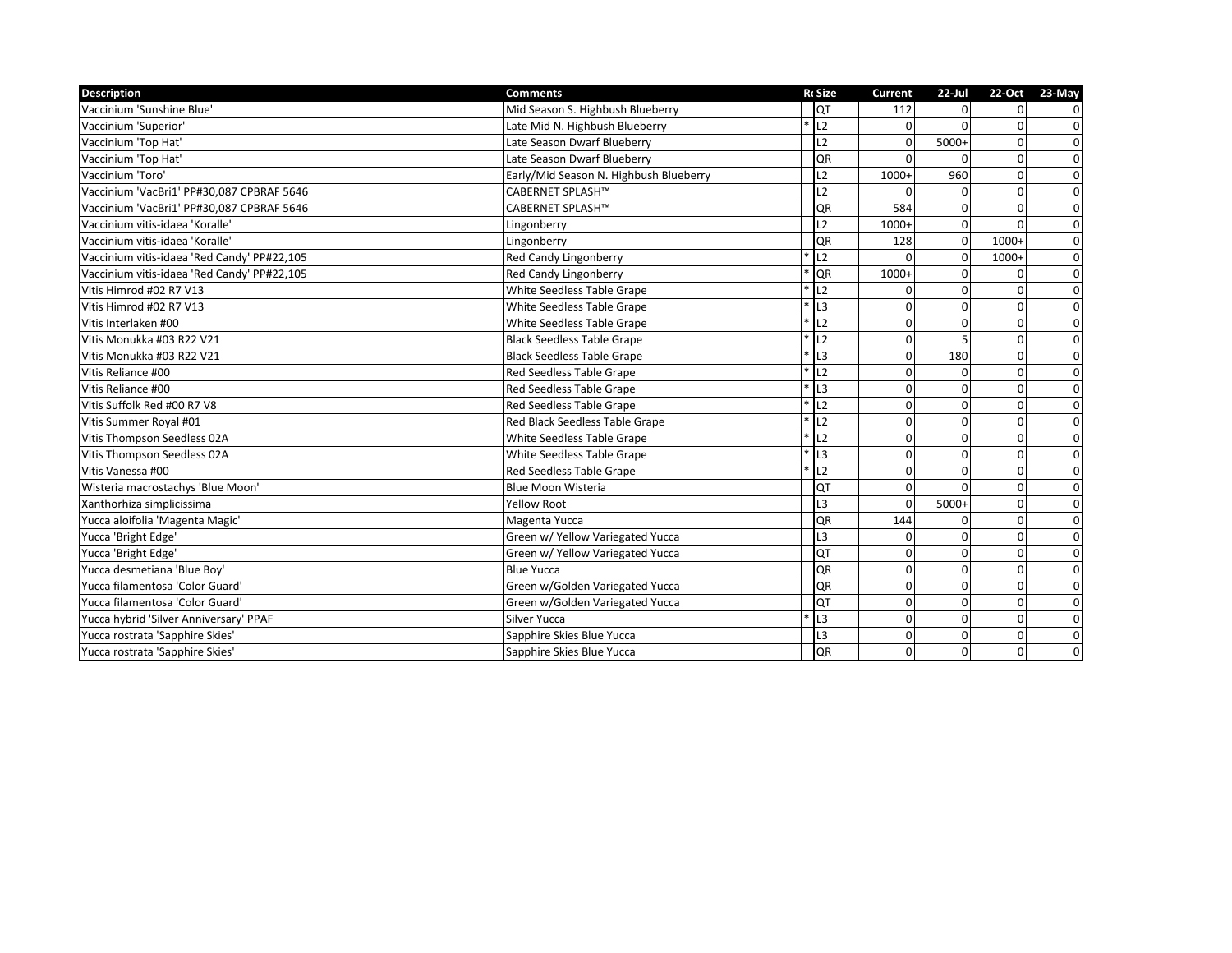| Description | Comments | R | Size | Current | 22-Jul | 22-Oct | 23-May |
|---|---|---|---|---|---|---|---|
| Vaccinium 'Sunshine Blue' | Mid Season S. Highbush Blueberry | | QT | 112 | 0 | 0 | 0 |
| Vaccinium 'Superior' | Late Mid N. Highbush Blueberry | * | L2 | 0 | 0 | 0 | 0 |
| Vaccinium 'Top Hat' | Late Season Dwarf Blueberry | | L2 | 0 | 5000+ | 0 | 0 |
| Vaccinium 'Top Hat' | Late Season Dwarf Blueberry | | QR | 0 | 0 | 0 | 0 |
| Vaccinium 'Toro' | Early/Mid Season N. Highbush Blueberry | | L2 | 1000+ | 960 | 0 | 0 |
| Vaccinium 'VacBri1' PP#30,087 CPBRAF 5646 | CABERNET SPLASH™ | | L2 | 0 | 0 | 0 | 0 |
| Vaccinium 'VacBri1' PP#30,087 CPBRAF 5646 | CABERNET SPLASH™ | | QR | 584 | 0 | 0 | 0 |
| Vaccinium vitis-idaea 'Koralle' | Lingonberry | | L2 | 1000+ | 0 | 0 | 0 |
| Vaccinium vitis-idaea 'Koralle' | Lingonberry | | QR | 128 | 0 | 1000+ | 0 |
| Vaccinium vitis-idaea 'Red Candy' PP#22,105 | Red Candy Lingonberry | * | L2 | 0 | 0 | 1000+ | 0 |
| Vaccinium vitis-idaea 'Red Candy' PP#22,105 | Red Candy Lingonberry | * | QR | 1000+ | 0 | 0 | 0 |
| Vitis Himrod #02 R7 V13 | White Seedless Table Grape | * | L2 | 0 | 0 | 0 | 0 |
| Vitis Himrod #02 R7 V13 | White Seedless Table Grape | * | L3 | 0 | 0 | 0 | 0 |
| Vitis Interlaken #00 | White Seedless Table Grape | * | L2 | 0 | 0 | 0 | 0 |
| Vitis Monukka #03 R22 V21 | Black Seedless Table Grape | * | L2 | 0 | 5 | 0 | 0 |
| Vitis Monukka #03 R22 V21 | Black Seedless Table Grape | * | L3 | 0 | 180 | 0 | 0 |
| Vitis Reliance #00 | Red Seedless Table Grape | * | L2 | 0 | 0 | 0 | 0 |
| Vitis Reliance #00 | Red Seedless Table Grape | * | L3 | 0 | 0 | 0 | 0 |
| Vitis Suffolk Red #00 R7 V8 | Red Seedless Table Grape | * | L2 | 0 | 0 | 0 | 0 |
| Vitis Summer Royal #01 | Red Black Seedless Table Grape | * | L2 | 0 | 0 | 0 | 0 |
| Vitis Thompson Seedless 02A | White Seedless Table Grape | * | L2 | 0 | 0 | 0 | 0 |
| Vitis Thompson Seedless 02A | White Seedless Table Grape | * | L3 | 0 | 0 | 0 | 0 |
| Vitis Vanessa #00 | Red Seedless Table Grape | * | L2 | 0 | 0 | 0 | 0 |
| Wisteria macrostachys 'Blue Moon' | Blue Moon Wisteria | | QT | 0 | 0 | 0 | 0 |
| Xanthorhiza simplicissima | Yellow Root | | L3 | 0 | 5000+ | 0 | 0 |
| Yucca aloifolia 'Magenta Magic' | Magenta Yucca | | QR | 144 | 0 | 0 | 0 |
| Yucca 'Bright Edge' | Green w/ Yellow Variegated Yucca | | L3 | 0 | 0 | 0 | 0 |
| Yucca 'Bright Edge' | Green w/ Yellow Variegated Yucca | | QT | 0 | 0 | 0 | 0 |
| Yucca desmetiana 'Blue Boy' | Blue Yucca | | QR | 0 | 0 | 0 | 0 |
| Yucca filamentosa 'Color Guard' | Green w/Golden Variegated Yucca | | QR | 0 | 0 | 0 | 0 |
| Yucca filamentosa 'Color Guard' | Green w/Golden Variegated Yucca | | QT | 0 | 0 | 0 | 0 |
| Yucca hybrid 'Silver Anniversary' PPAF | Silver Yucca | * | L3 | 0 | 0 | 0 | 0 |
| Yucca rostrata 'Sapphire Skies' | Sapphire Skies Blue Yucca | | L3 | 0 | 0 | 0 | 0 |
| Yucca rostrata 'Sapphire Skies' | Sapphire Skies Blue Yucca | | QR | 0 | 0 | 0 | 0 |